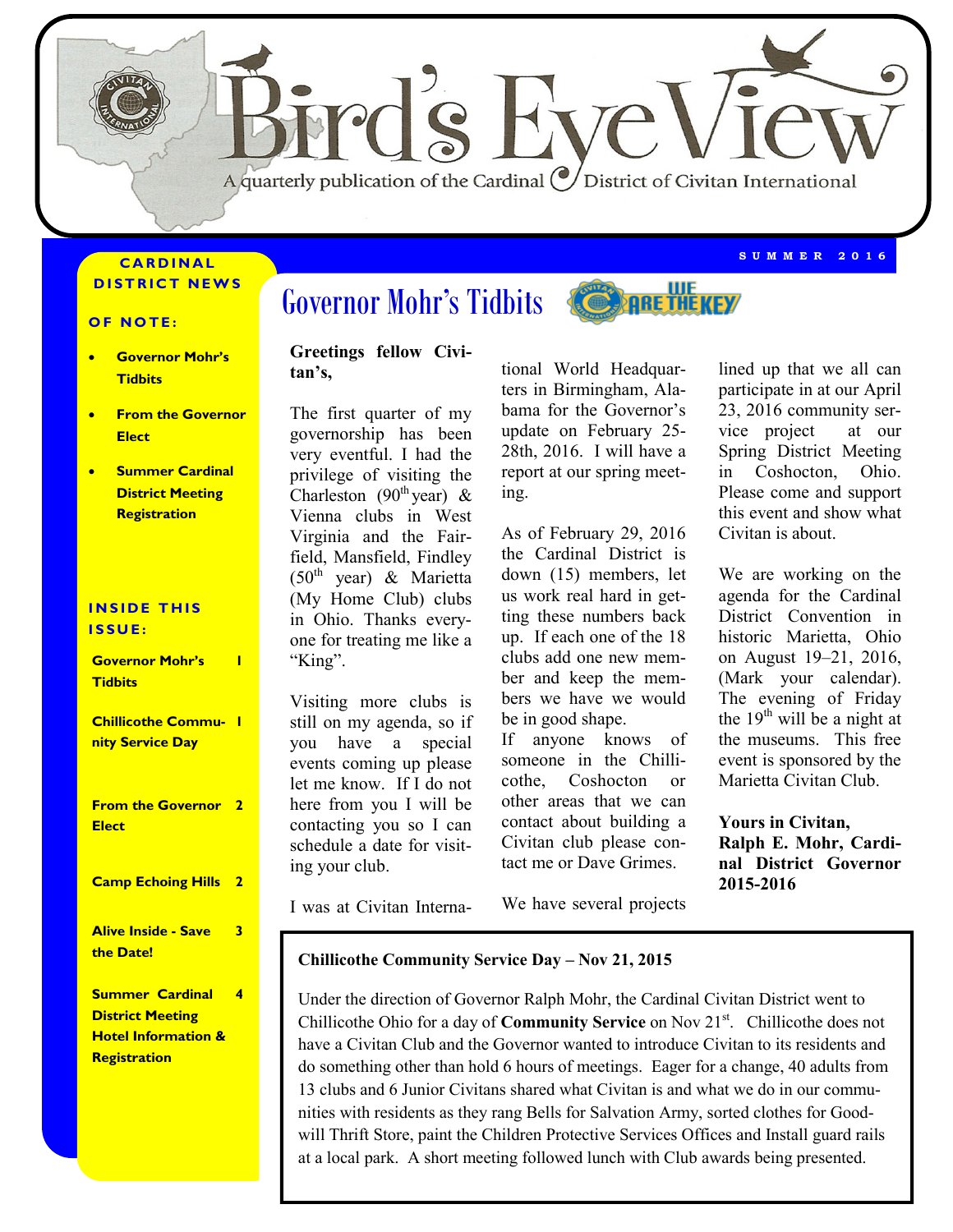# Bird's Eye View

A quarterly publication of the Cardinal District of Civitan International

SUMMER 2016

**CARDINAL DISTRICT NEWS**

**OF NOTE:**

- **Governor Mohr's Tidbits**
- **From the Governor Elect**
- **Summer Cardinal District Meeting Registration**

**INSIDE THIS ISSUE:**

| | |
|---|---|
| **Governor Mohr's Tidbits** | **1** |
| **Chillicothe Community Service Day** | **1** |
| **From the Governor Elect** | **2** |
| **Camp Echoing Hills** | **2** |
| **Alive Inside - Save the Date!** | **3** |
| **Summer Cardinal District Meeting Hotel Information & Registration** | **4** |

## Governor Mohr's Tidbits

WE ARE THE KEY

**Greetings fellow Civitan's,**

The first quarter of my governorship has been very eventful. I had the privilege of visiting the Charleston (90th year) & Vienna clubs in West Virginia and the Fairfield, Mansfield, Findley (50th year) & Marietta (My Home Club) clubs in Ohio. Thanks everyone for treating me like a "King".

Visiting more clubs is still on my agenda, so if you have a special events coming up please let me know. If I do not here from you I will be contacting you so I can schedule a date for visiting your club.

I was at Civitan International World Headquarters in Birmingham, Alabama for the Governor's update on February 25-28th, 2016. I will have a report at our spring meeting.

As of February 29, 2016 the Cardinal District is down (15) members, let us work real hard in getting these numbers back up. If each one of the 18 clubs add one new member and keep the members we have we would be in good shape.
If anyone knows of someone in the Chillicothe, Coshocton or other areas that we can contact about building a Civitan club please contact me or Dave Grimes.

We have several projects lined up that we all can participate in at our April 23, 2016 community service project at our Spring District Meeting in Coshocton, Ohio. Please come and support this event and show what Civitan is about.

We are working on the agenda for the Cardinal District Convention in historic Marietta, Ohio on August 19–21, 2016, (Mark your calendar). The evening of Friday the 19th will be a night at the museums. This free event is sponsored by the Marietta Civitan Club.

**Yours in Civitan,**
**Ralph E. Mohr, Cardinal District Governor 2015-2016**

**Chillicothe Community Service Day – Nov 21, 2015**

Under the direction of Governor Ralph Mohr, the Cardinal Civitan District went to Chillicothe Ohio for a day of **Community Service** on Nov 21st. Chillicothe does not have a Civitan Club and the Governor wanted to introduce Civitan to its residents and do something other than hold 6 hours of meetings. Eager for a change, 40 adults from 13 clubs and 6 Junior Civitans shared what Civitan is and what we do in our communities with residents as they rang Bells for Salvation Army, sorted clothes for Goodwill Thrift Store, paint the Children Protective Services Offices and Install guard rails at a local park. A short meeting followed lunch with Club awards being presented.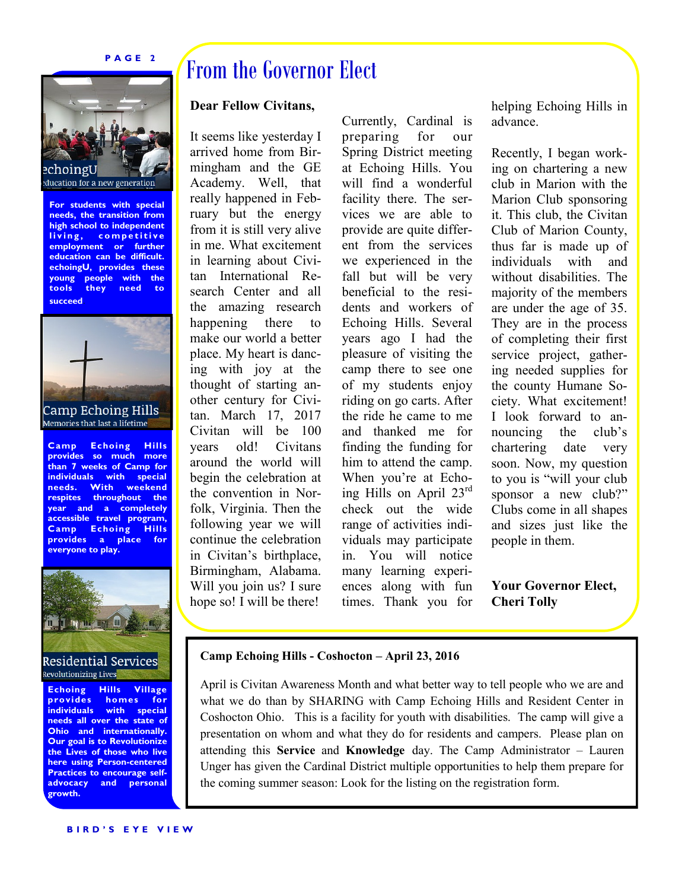# From the Governor Elect

**Dear Fellow Civitans,**

It seems like yesterday I arrived home from Birmingham and the GE Academy. Well, that really happened in February but the energy from it is still very alive in me. What excitement in learning about Civitan International Research Center and all the amazing research happening there to make our world a better place. My heart is dancing with joy at the thought of starting another century for Civitan. March 17, 2017 Civitan will be 100 years old! Civitans around the world will begin the celebration at the convention in Norfolk, Virginia. Then the following year we will continue the celebration in Civitan's birthplace, Birmingham, Alabama. Will you join us? I sure hope so! I will be there!

Currently, Cardinal is preparing for our Spring District meeting at Echoing Hills. You will find a wonderful facility there. The services we are able to provide are quite different from the services we experienced in the fall but will be very beneficial to the residents and workers of Echoing Hills. Several years ago I had the pleasure of visiting the camp there to see one of my students enjoy riding on go carts. After the ride he came to me and thanked me for finding the funding for him to attend the camp. When you're at Echoing Hills on April 23rd check out the wide range of activities individuals may participate in. You will notice many learning experiences along with fun times. Thank you for helping Echoing Hills in advance.

Recently, I began working on chartering a new club in Marion with the Marion Club sponsoring it. This club, the Civitan Club of Marion County, thus far is made up of individuals with and without disabilities. The majority of the members are under the age of 35. They are in the process of completing their first service project, gathering needed supplies for the county Humane Society. What excitement! I look forward to announcing the club's chartering date very soon. Now, my question to you is "will your club sponsor a new club?" Clubs come in all shapes and sizes just like the people in them.

**Your Governor Elect,**
**Cheri Tolly**

---

echoingU
education for a new generation

**For students with special needs, the transition from high school to independent living, competitive employment or further education can be difficult. echoingU, provides these young people with the tools they need to succeed**

Camp Echoing Hills
Memories that last a lifetime

**Camp Echoing Hills provides so much more than 7 weeks of Camp for individuals with special needs. With weekend respites throughout the year and a completely accessible travel program, Camp Echoing Hills provides a place for everyone to play.**

Residential Services
Revolutionizing Lives

**Echoing Hills Village provides homes for individuals with special needs all over the state of Ohio and internationally. Our goal is to Revolutionize the Lives of those who live here using Person-centered Practices to encourage self-advocacy and personal growth.**

---

**Camp Echoing Hills - Coshocton – April 23, 2016**

April is Civitan Awareness Month and what better way to tell people who we are and what we do than by SHARING with Camp Echoing Hills and Resident Center in Coshocton Ohio. This is a facility for youth with disabilities. The camp will give a presentation on whom and what they do for residents and campers. Please plan on attending this **Service** and **Knowledge** day. The Camp Administrator – Lauren Unger has given the Cardinal District multiple opportunities to help them prepare for the coming summer season: Look for the listing on the registration form.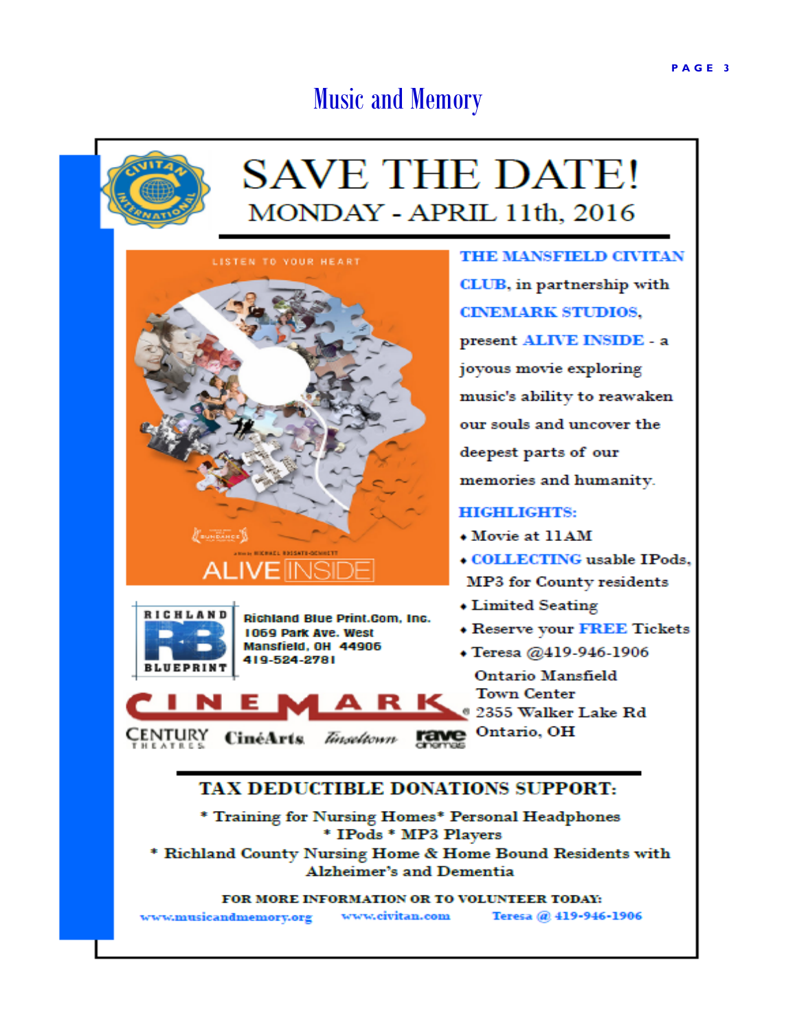# Music and Memory

# SAVE THE DATE!

## MONDAY - APRIL 11th, 2016

**THE MANSFIELD CIVITAN CLUB**, in partnership with **CINEMARK STUDIOS**, present **ALIVE INSIDE** - a joyous movie exploring music's ability to reawaken our souls and uncover the deepest parts of our memories and humanity.

**HIGHLIGHTS:**

- Movie at 11AM
- **COLLECTING** usable IPods, MP3 for County residents
- Limited Seating
- Reserve your **FREE** Tickets
- Teresa @419-946-1906

Ontario Mansfield Town Center
2355 Walker Lake Rd
Ontario, OH

Richland Blue Print.Com, Inc.
1069 Park Ave. West
Mansfield, OH 44906
419-524-2781

CINEMARK
CENTURY THEATRES CinéArts Tinseltown rave cinemas

## TAX DEDUCTIBLE DONATIONS SUPPORT:

* Training for Nursing Homes* Personal Headphones
* IPods * MP3 Players
* Richland County Nursing Home & Home Bound Residents with Alzheimer's and Dementia

**FOR MORE INFORMATION OR TO VOLUNTEER TODAY:**

www.musicandmemory.org www.civitan.com Teresa @ 419-946-1906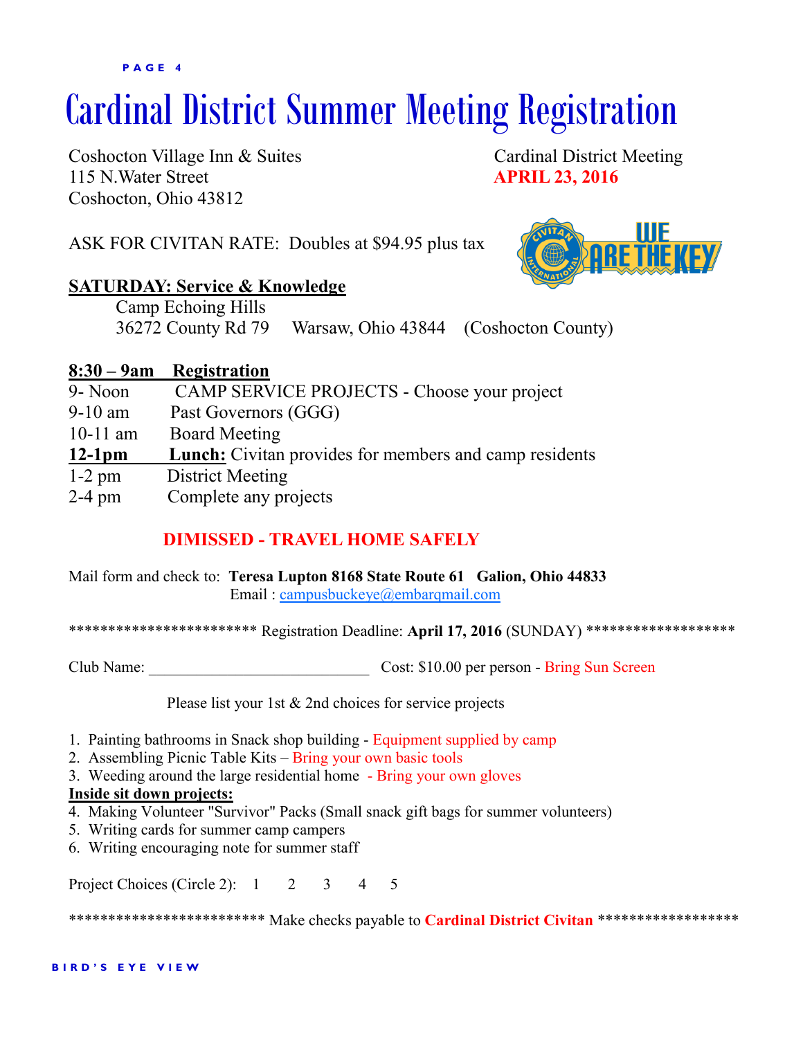# Cardinal District Summer Meeting Registration

Coshocton Village Inn & Suites
115 N.Water Street
Coshocton, Ohio 43812

Cardinal District Meeting
**APRIL 23, 2016**

ASK FOR CIVITAN RATE: Doubles at $94.95 plus tax

**SATURDAY: Service & Knowledge**

Camp Echoing Hills
36272 County Rd 79 Warsaw, Ohio 43844 (Coshocton County)

**8:30 – 9am Registration**

9- Noon CAMP SERVICE PROJECTS - Choose your project
9-10 am Past Governors (GGG)
10-11 am Board Meeting
**12-1pm Lunch:** Civitan provides for members and camp residents
1-2 pm District Meeting
2-4 pm Complete any projects

**DIMISSED - TRAVEL HOME SAFELY**

Mail form and check to: **Teresa Lupton 8168 State Route 61 Galion, Ohio 44833**
Email : campusbuckeye@embarqmail.com

*********************** Registration Deadline: **April 17, 2016** (SUNDAY) *******************

Club Name: ___________________________ Cost: $10.00 per person - Bring Sun Screen

Please list your 1st & 2nd choices for service projects

1. Painting bathrooms in Snack shop building - Equipment supplied by camp
2. Assembling Picnic Table Kits – Bring your own basic tools
3. Weeding around the large residential home - Bring your own gloves

**Inside sit down projects:**

4. Making Volunteer "Survivor" Packs (Small snack gift bags for summer volunteers)
5. Writing cards for summer camp campers
6. Writing encouraging note for summer staff

Project Choices (Circle 2): 1 2 3 4 5

************************ Make checks payable to **Cardinal District Civitan** *****************